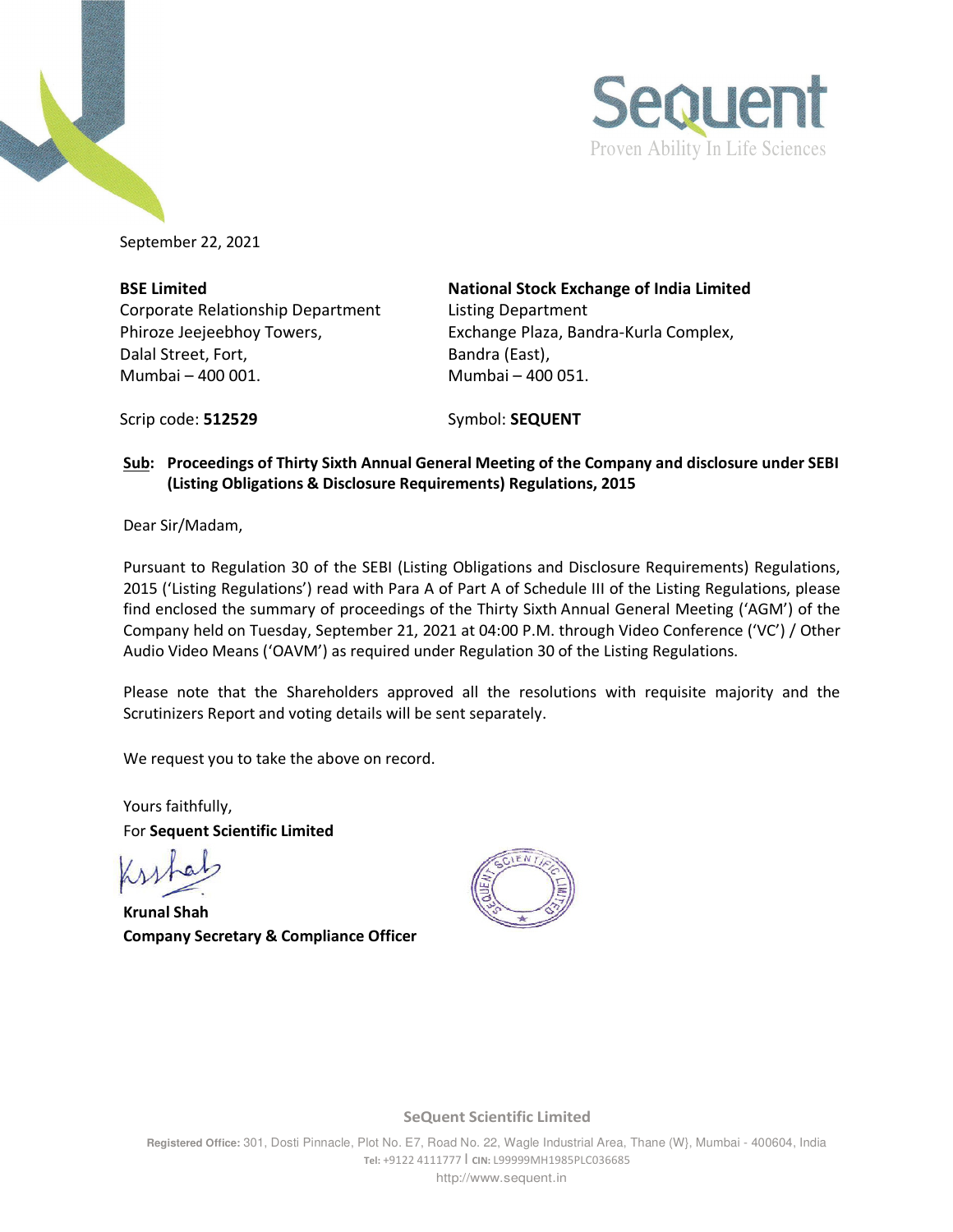Sequent

Proven Ability In Life Sciences

September 22, 2021

**BSE Limited**
Corporate Relationship Department
Phiroze Jeejeebhoy Towers,
Dalal Street, Fort,
Mumbai – 400 001.

Scrip code: **512529**

**National Stock Exchange of India Limited**
Listing Department
Exchange Plaza, Bandra-Kurla Complex,
Bandra (East),
Mumbai – 400 051.

Symbol: **SEQUENT**

**Sub: Proceedings of Thirty Sixth Annual General Meeting of the Company and disclosure under SEBI (Listing Obligations & Disclosure Requirements) Regulations, 2015**

Dear Sir/Madam,

Pursuant to Regulation 30 of the SEBI (Listing Obligations and Disclosure Requirements) Regulations, 2015 ('Listing Regulations') read with Para A of Part A of Schedule III of the Listing Regulations, please find enclosed the summary of proceedings of the Thirty Sixth Annual General Meeting ('AGM') of the Company held on Tuesday, September 21, 2021 at 04:00 P.M. through Video Conference ('VC') / Other Audio Video Means ('OAVM') as required under Regulation 30 of the Listing Regulations.

Please note that the Shareholders approved all the resolutions with requisite majority and the Scrutinizers Report and voting details will be sent separately.

We request you to take the above on record.

Yours faithfully,
For **Sequent Scientific Limited**

**Krunal Shah**
**Company Secretary & Compliance Officer**

**SeQuent Scientific Limited**

**Registered Office:** 301, Dosti Pinnacle, Plot No. E7, Road No. 22, Wagle Industrial Area, Thane (W}, Mumbai - 400604, India
**Tel:** +9122 4111777 | **CIN:** L99999MH1985PLC036685
http://www.sequent.in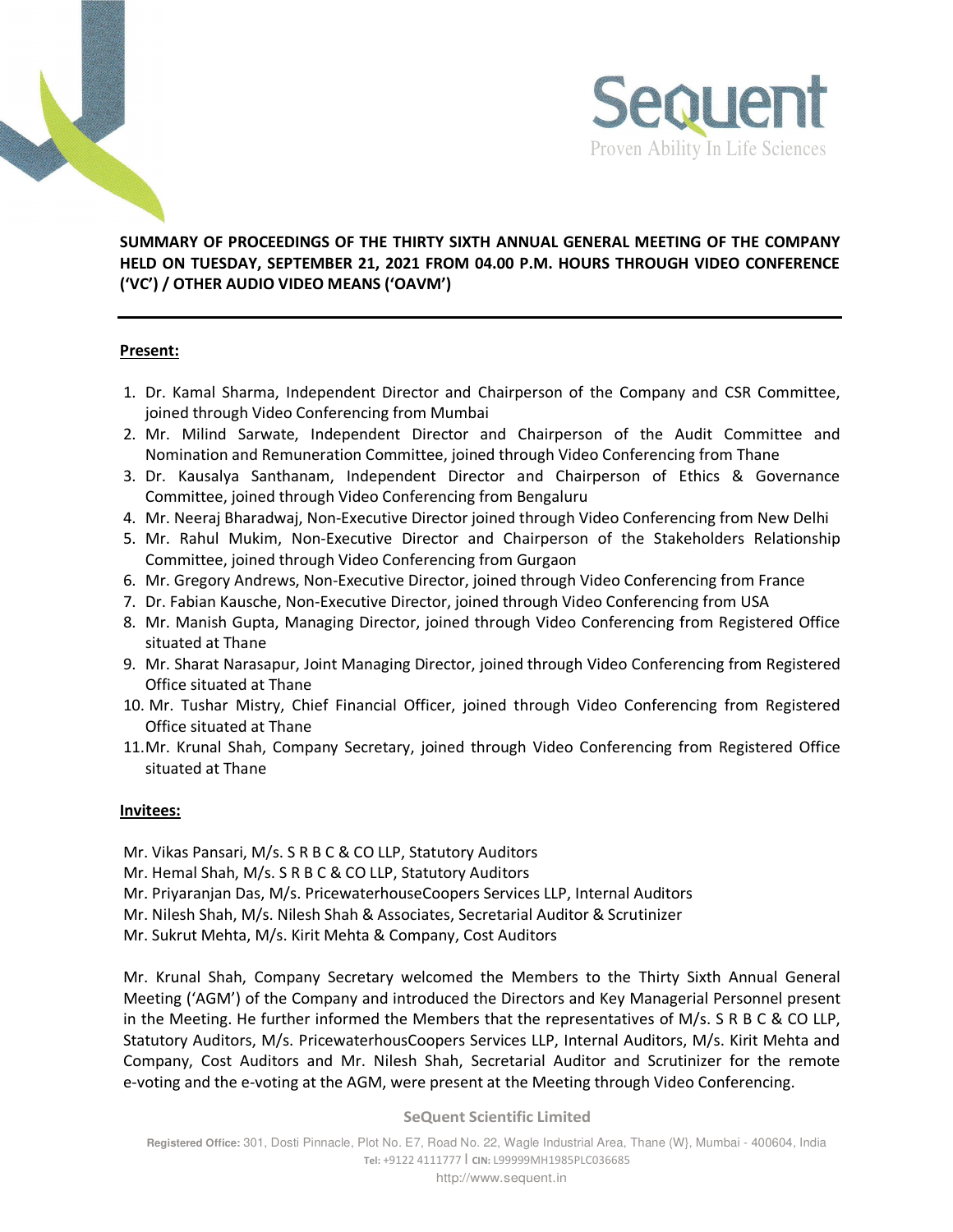**SUMMARY OF PROCEEDINGS OF THE THIRTY SIXTH ANNUAL GENERAL MEETING OF THE COMPANY HELD ON TUESDAY, SEPTEMBER 21, 2021 FROM 04.00 P.M. HOURS THROUGH VIDEO CONFERENCE ('VC') / OTHER AUDIO VIDEO MEANS ('OAVM')**

---

**Present:**

1. Dr. Kamal Sharma, Independent Director and Chairperson of the Company and CSR Committee, joined through Video Conferencing from Mumbai
2. Mr. Milind Sarwate, Independent Director and Chairperson of the Audit Committee and Nomination and Remuneration Committee, joined through Video Conferencing from Thane
3. Dr. Kausalya Santhanam, Independent Director and Chairperson of Ethics & Governance Committee, joined through Video Conferencing from Bengaluru
4. Mr. Neeraj Bharadwaj, Non-Executive Director joined through Video Conferencing from New Delhi
5. Mr. Rahul Mukim, Non-Executive Director and Chairperson of the Stakeholders Relationship Committee, joined through Video Conferencing from Gurgaon
6. Mr. Gregory Andrews, Non-Executive Director, joined through Video Conferencing from France
7. Dr. Fabian Kausche, Non-Executive Director, joined through Video Conferencing from USA
8. Mr. Manish Gupta, Managing Director, joined through Video Conferencing from Registered Office situated at Thane
9. Mr. Sharat Narasapur, Joint Managing Director, joined through Video Conferencing from Registered Office situated at Thane
10. Mr. Tushar Mistry, Chief Financial Officer, joined through Video Conferencing from Registered Office situated at Thane
11. Mr. Krunal Shah, Company Secretary, joined through Video Conferencing from Registered Office situated at Thane

**Invitees:**

Mr. Vikas Pansari, M/s. S R B C & CO LLP, Statutory Auditors
Mr. Hemal Shah, M/s. S R B C & CO LLP, Statutory Auditors
Mr. Priyaranjan Das, M/s. PricewaterhousCoopers Services LLP, Internal Auditors
Mr. Nilesh Shah, M/s. Nilesh Shah & Associates, Secretarial Auditor & Scrutinizer
Mr. Sukrut Mehta, M/s. Kirit Mehta & Company, Cost Auditors

Mr. Krunal Shah, Company Secretary welcomed the Members to the Thirty Sixth Annual General Meeting ('AGM') of the Company and introduced the Directors and Key Managerial Personnel present in the Meeting. He further informed the Members that the representatives of M/s. S R B C & CO LLP, Statutory Auditors, M/s. PricewaterhousCoopers Services LLP, Internal Auditors, M/s. Kirit Mehta and Company, Cost Auditors and Mr. Nilesh Shah, Secretarial Auditor and Scrutinizer for the remote e-voting and the e-voting at the AGM, were present at the Meeting through Video Conferencing.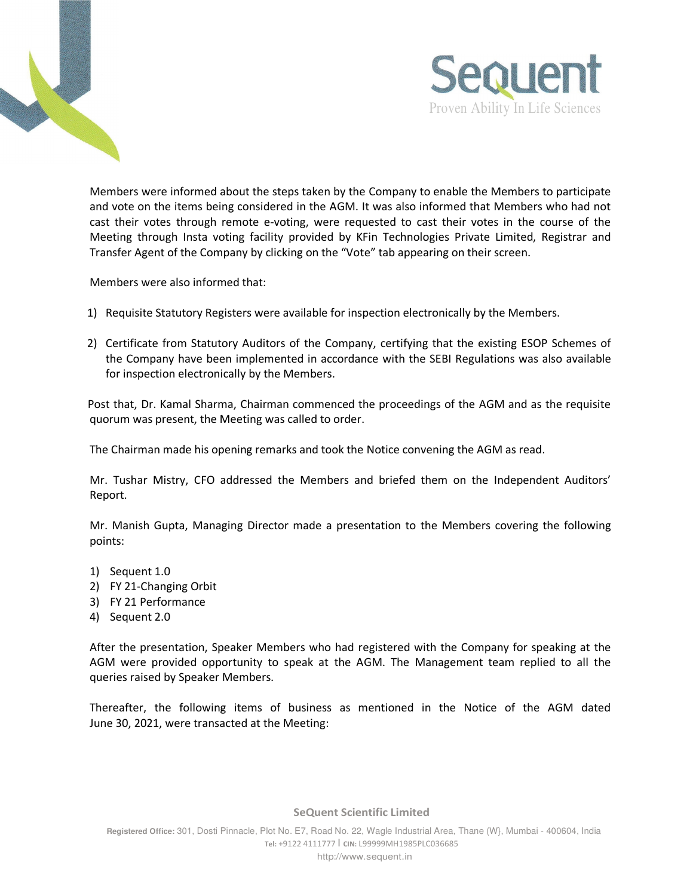Members were informed about the steps taken by the Company to enable the Members to participate and vote on the items being considered in the AGM. It was also informed that Members who had not cast their votes through remote e-voting, were requested to cast their votes in the course of the Meeting through Insta voting facility provided by KFin Technologies Private Limited, Registrar and Transfer Agent of the Company by clicking on the “Vote” tab appearing on their screen.

Members were also informed that:

1) Requisite Statutory Registers were available for inspection electronically by the Members.

2) Certificate from Statutory Auditors of the Company, certifying that the existing ESOP Schemes of the Company have been implemented in accordance with the SEBI Regulations was also available for inspection electronically by the Members.

Post that, Dr. Kamal Sharma, Chairman commenced the proceedings of the AGM and as the requisite quorum was present, the Meeting was called to order.

The Chairman made his opening remarks and took the Notice convening the AGM as read.

Mr. Tushar Mistry, CFO addressed the Members and briefed them on the Independent Auditors' Report.

Mr. Manish Gupta, Managing Director made a presentation to the Members covering the following points:

1) Sequent 1.0
2) FY 21-Changing Orbit
3) FY 21 Performance
4) Sequent 2.0

After the presentation, Speaker Members who had registered with the Company for speaking at the AGM were provided opportunity to speak at the AGM. The Management team replied to all the queries raised by Speaker Members.

Thereafter, the following items of business as mentioned in the Notice of the AGM dated June 30, 2021, were transacted at the Meeting: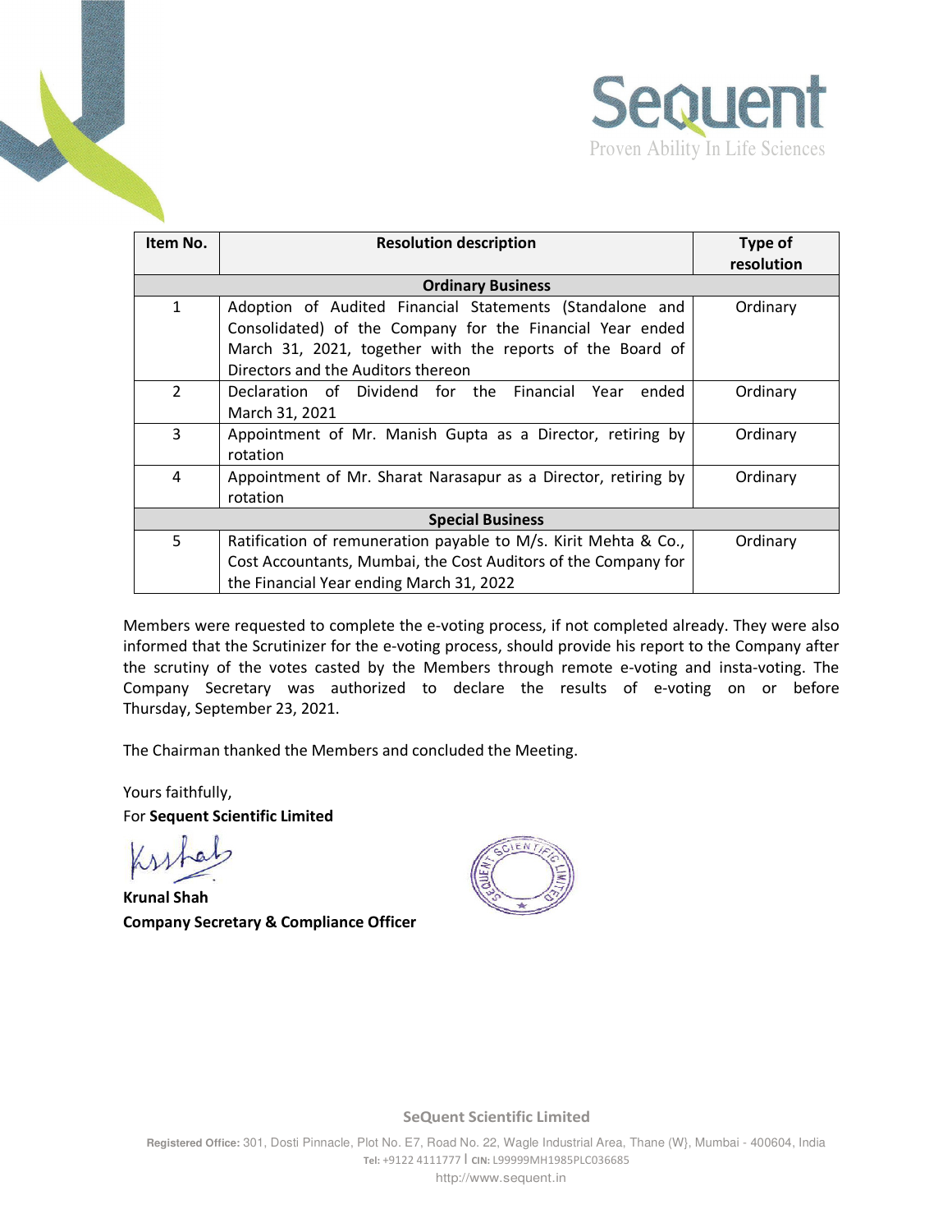| Item No. | Resolution description | Type of resolution |
|---|---|---|
| **Ordinary Business** | | |
| 1 | Adoption of Audited Financial Statements (Standalone and Consolidated) of the Company for the Financial Year ended March 31, 2021, together with the reports of the Board of Directors and the Auditors thereon | Ordinary |
| 2 | Declaration of Dividend for the Financial Year ended March 31, 2021 | Ordinary |
| 3 | Appointment of Mr. Manish Gupta as a Director, retiring by rotation | Ordinary |
| 4 | Appointment of Mr. Sharat Narasapur as a Director, retiring by rotation | Ordinary |
| **Special Business** | | |
| 5 | Ratification of remuneration payable to M/s. Kirit Mehta & Co., Cost Accountants, Mumbai, the Cost Auditors of the Company for the Financial Year ending March 31, 2022 | Ordinary |

Members were requested to complete the e-voting process, if not completed already. They were also informed that the Scrutinizer for the e-voting process, should provide his report to the Company after the scrutiny of the votes casted by the Members through remote e-voting and insta-voting. The Company Secretary was authorized to declare the results of e-voting on or before Thursday, September 23, 2021.

The Chairman thanked the Members and concluded the Meeting.

Yours faithfully,
For **Sequent Scientific Limited**

**Krunal Shah**
**Company Secretary & Compliance Officer**